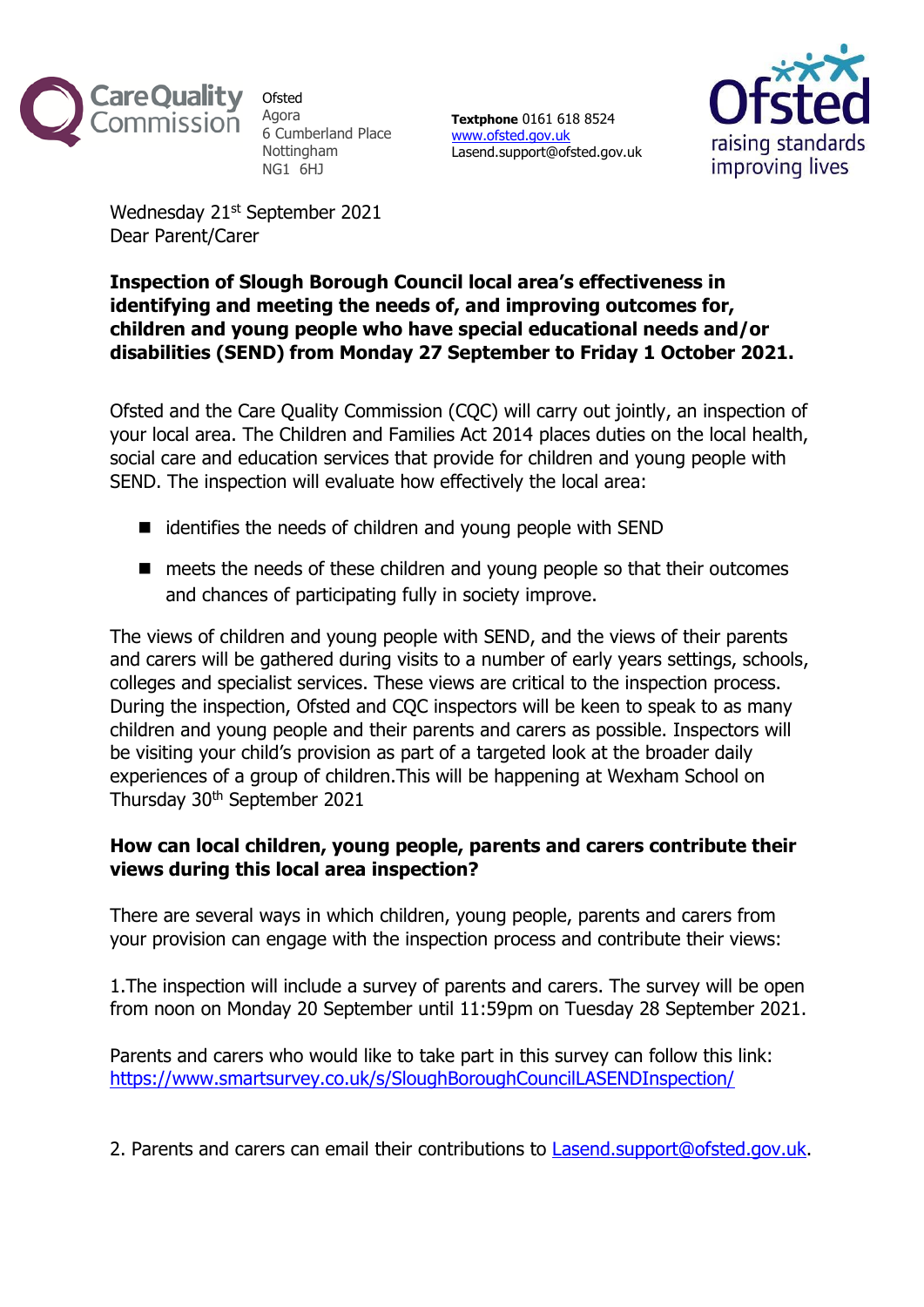Ofsted
Agora
6 Cumberland Place
Nottingham
NG1 6HJ

**Textphone** 0161 618 8524
www.ofsted.gov.uk
Lasend.support@ofsted.gov.uk

Wednesday 21st September 2021
Dear Parent/Carer

**Inspection of Slough Borough Council local area's effectiveness in identifying and meeting the needs of, and improving outcomes for, children and young people who have special educational needs and/or disabilities (SEND) from Monday 27 September to Friday 1 October 2021.**

Ofsted and the Care Quality Commission (CQC) will carry out jointly, an inspection of your local area. The Children and Families Act 2014 places duties on the local health, social care and education services that provide for children and young people with SEND. The inspection will evaluate how effectively the local area:

- identifies the needs of children and young people with SEND
- meets the needs of these children and young people so that their outcomes and chances of participating fully in society improve.

The views of children and young people with SEND, and the views of their parents and carers will be gathered during visits to a number of early years settings, schools, colleges and specialist services. These views are critical to the inspection process. During the inspection, Ofsted and CQC inspectors will be keen to speak to as many children and young people and their parents and carers as possible. Inspectors will be visiting your child's provision as part of a targeted look at the broader daily experiences of a group of children.This will be happening at Wexham School on Thursday 30th September 2021

**How can local children, young people, parents and carers contribute their views during this local area inspection?**

There are several ways in which children, young people, parents and carers from your provision can engage with the inspection process and contribute their views:

1.The inspection will include a survey of parents and carers. The survey will be open from noon on Monday 20 September until 11:59pm on Tuesday 28 September 2021.

Parents and carers who would like to take part in this survey can follow this link:
https://www.smartsurvey.co.uk/s/SloughBoroughCouncilLASENDInspection/

2. Parents and carers can email their contributions to Lasend.support@ofsted.gov.uk.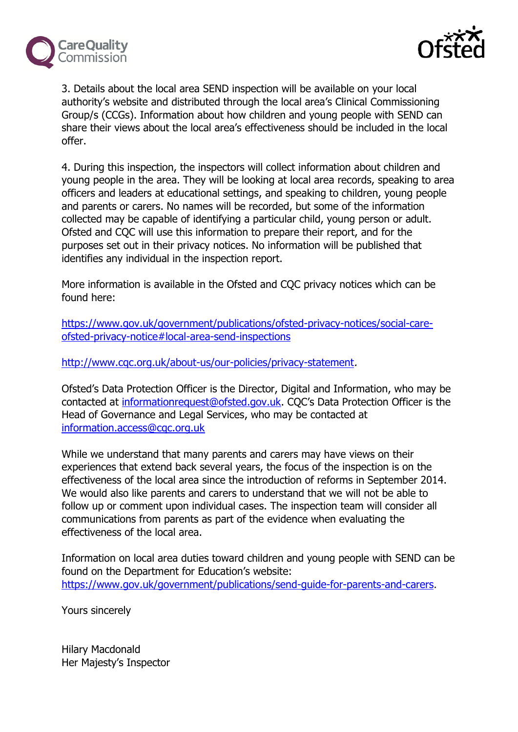3. Details about the local area SEND inspection will be available on your local authority's website and distributed through the local area's Clinical Commissioning Group/s (CCGs). Information about how children and young people with SEND can share their views about the local area's effectiveness should be included in the local offer.

4. During this inspection, the inspectors will collect information about children and young people in the area. They will be looking at local area records, speaking to area officers and leaders at educational settings, and speaking to children, young people and parents or carers. No names will be recorded, but some of the information collected may be capable of identifying a particular child, young person or adult. Ofsted and CQC will use this information to prepare their report, and for the purposes set out in their privacy notices. No information will be published that identifies any individual in the inspection report.

More information is available in the Ofsted and CQC privacy notices which can be found here:

https://www.gov.uk/government/publications/ofsted-privacy-notices/social-care-ofsted-privacy-notice#local-area-send-inspections

http://www.cqc.org.uk/about-us/our-policies/privacy-statement.

Ofsted's Data Protection Officer is the Director, Digital and Information, who may be contacted at informationrequest@ofsted.gov.uk. CQC's Data Protection Officer is the Head of Governance and Legal Services, who may be contacted at information.access@cqc.org.uk

While we understand that many parents and carers may have views on their experiences that extend back several years, the focus of the inspection is on the effectiveness of the local area since the introduction of reforms in September 2014. We would also like parents and carers to understand that we will not be able to follow up or comment upon individual cases. The inspection team will consider all communications from parents as part of the evidence when evaluating the effectiveness of the local area.

Information on local area duties toward children and young people with SEND can be found on the Department for Education's website: https://www.gov.uk/government/publications/send-guide-for-parents-and-carers.

Yours sincerely

Hilary Macdonald
Her Majesty's Inspector